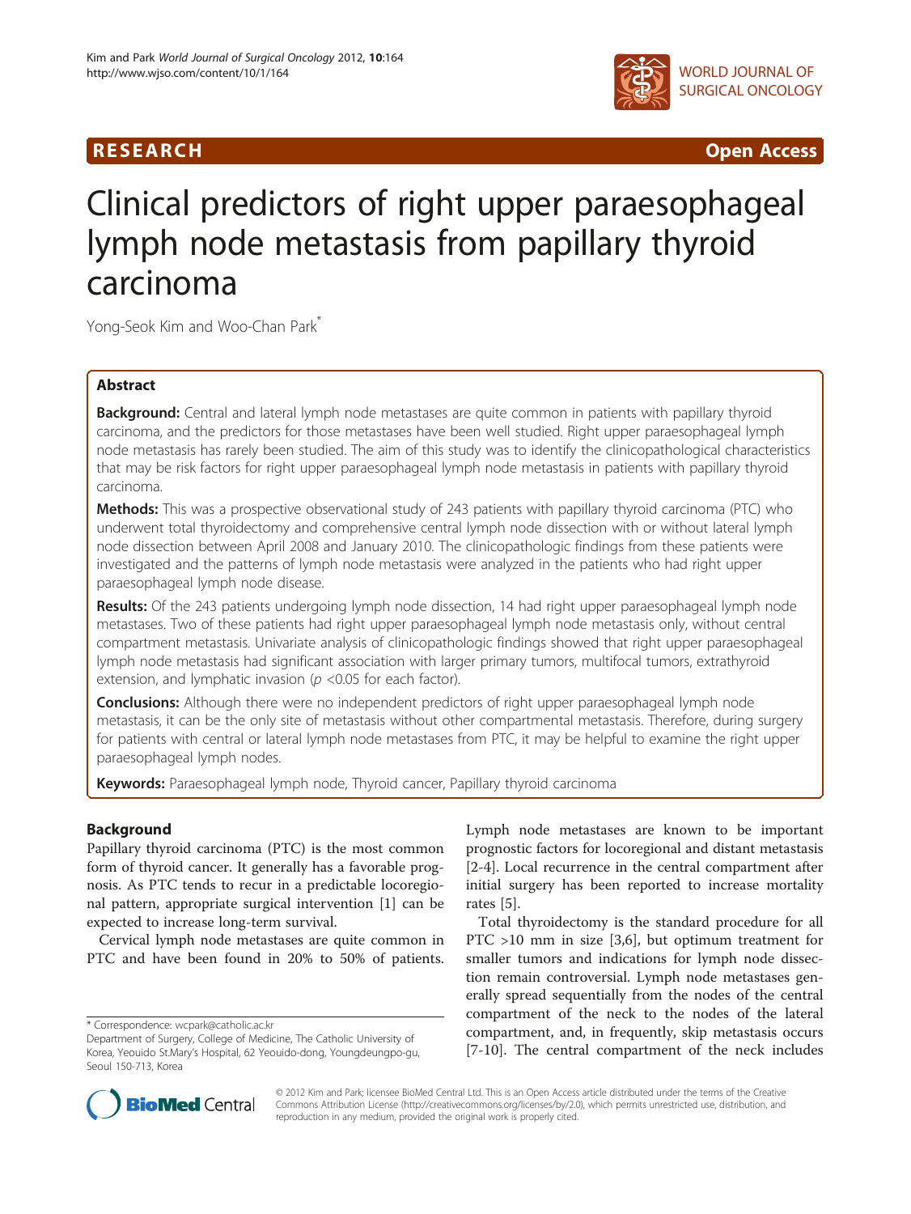RESEARCH Open Access

# Clinical predictors of right upper paraesophageal lymph node metastasis from papillary thyroid carcinoma

Yong-Seok Kim and Woo-Chan Park*

## Abstract

**Background:** Central and lateral lymph node metastases are quite common in patients with papillary thyroid carcinoma, and the predictors for those metastases have been well studied. Right upper paraesophageal lymph node metastasis has rarely been studied. The aim of this study was to identify the clinicopathological characteristics that may be risk factors for right upper paraesophageal lymph node metastasis in patients with papillary thyroid carcinoma.

**Methods:** This was a prospective observational study of 243 patients with papillary thyroid carcinoma (PTC) who underwent total thyroidectomy and comprehensive central lymph node dissection with or without lateral lymph node dissection between April 2008 and January 2010. The clinicopathologic findings from these patients were investigated and the patterns of lymph node metastasis were analyzed in the patients who had right upper paraesophageal lymph node disease.

**Results:** Of the 243 patients undergoing lymph node dissection, 14 had right upper paraesophageal lymph node metastases. Two of these patients had right upper paraesophageal lymph node metastasis only, without central compartment metastasis. Univariate analysis of clinicopathologic findings showed that right upper paraesophageal lymph node metastasis had significant association with larger primary tumors, multifocal tumors, extrathyroid extension, and lymphatic invasion ($p$ <0.05 for each factor).

**Conclusions:** Although there were no independent predictors of right upper paraesophageal lymph node metastasis, it can be the only site of metastasis without other compartmental metastasis. Therefore, during surgery for patients with central or lateral lymph node metastases from PTC, it may be helpful to examine the right upper paraesophageal lymph nodes.

**Keywords:** Paraesophageal lymph node, Thyroid cancer, Papillary thyroid carcinoma

## Background

Papillary thyroid carcinoma (PTC) is the most common form of thyroid cancer. It generally has a favorable prognosis. As PTC tends to recur in a predictable locoregional pattern, appropriate surgical intervention [1] can be expected to increase long-term survival.

Cervical lymph node metastases are quite common in PTC and have been found in 20% to 50% of patients. Lymph node metastases are known to be important prognostic factors for locoregional and distant metastasis [2-4]. Local recurrence in the central compartment after initial surgery has been reported to increase mortality rates [5].

Total thyroidectomy is the standard procedure for all PTC >10 mm in size [3,6], but optimum treatment for smaller tumors and indications for lymph node dissection remain controversial. Lymph node metastases generally spread sequentially from the nodes of the central compartment of the neck to the nodes of the lateral compartment, and, in frequently, skip metastasis occurs [7-10]. The central compartment of the neck includes

* Correspondence: wcpark@catholic.ac.kr
Department of Surgery, College of Medicine, The Catholic University of Korea, Yeouido St.Mary's Hospital, 62 Yeouido-dong, Youngdeungpo-gu, Seoul 150-713, Korea

© 2012 Kim and Park; licensee BioMed Central Ltd. This is an Open Access article distributed under the terms of the Creative Commons Attribution License (http://creativecommons.org/licenses/by/2.0), which permits unrestricted use, distribution, and reproduction in any medium, provided the original work is properly cited.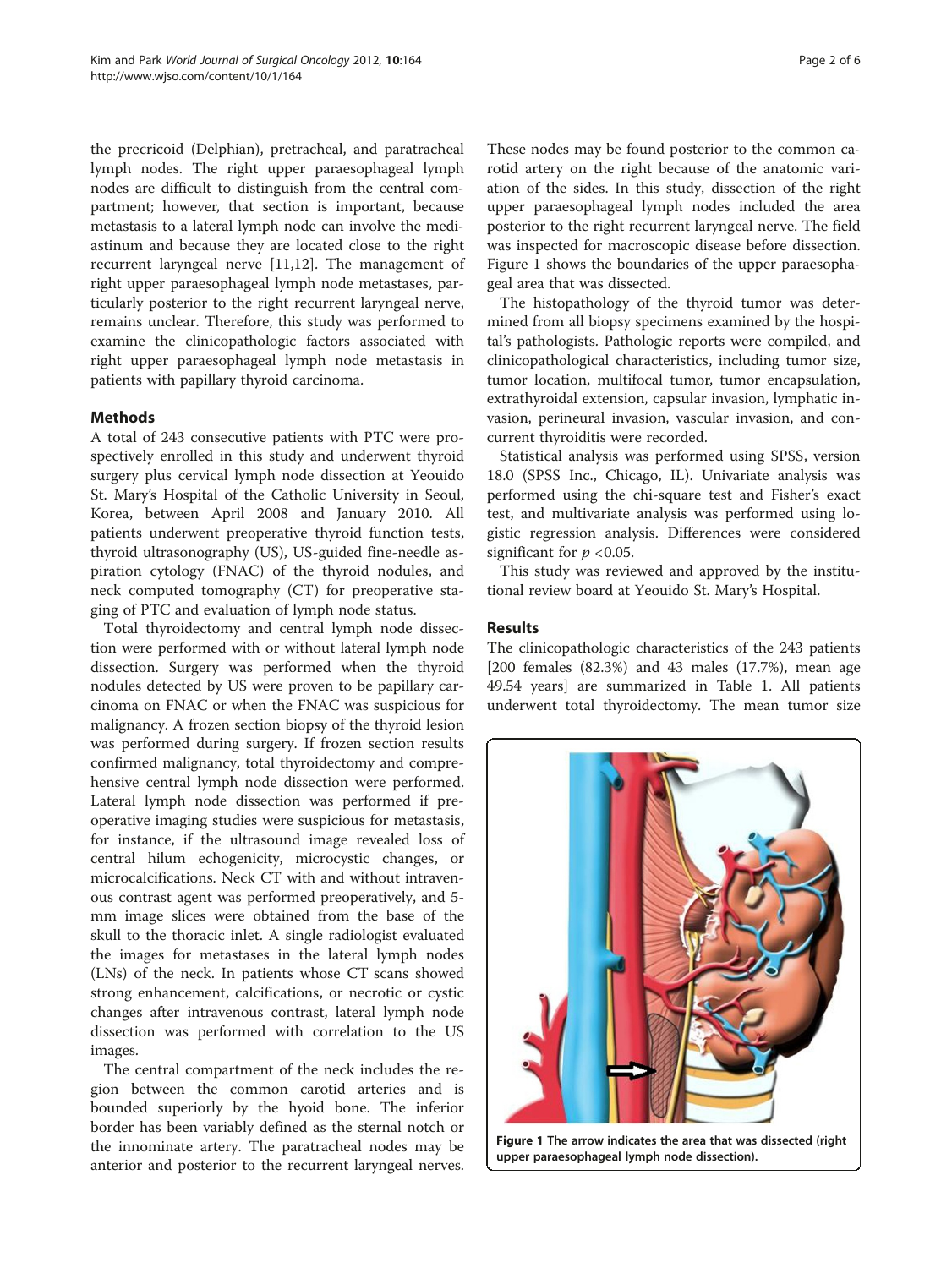the precricoid (Delphian), pretracheal, and paratracheal lymph nodes. The right upper paraesophageal lymph nodes are difficult to distinguish from the central compartment; however, that section is important, because metastasis to a lateral lymph node can involve the mediastinum and because they are located close to the right recurrent laryngeal nerve [11,12]. The management of right upper paraesophageal lymph node metastases, particularly posterior to the right recurrent laryngeal nerve, remains unclear. Therefore, this study was performed to examine the clinicopathologic factors associated with right upper paraesophageal lymph node metastasis in patients with papillary thyroid carcinoma.

## Methods

A total of 243 consecutive patients with PTC were prospectively enrolled in this study and underwent thyroid surgery plus cervical lymph node dissection at Yeouido St. Mary's Hospital of the Catholic University in Seoul, Korea, between April 2008 and January 2010. All patients underwent preoperative thyroid function tests, thyroid ultrasonography (US), US-guided fine-needle aspiration cytology (FNAC) of the thyroid nodules, and neck computed tomography (CT) for preoperative staging of PTC and evaluation of lymph node status.

Total thyroidectomy and central lymph node dissection were performed with or without lateral lymph node dissection. Surgery was performed when the thyroid nodules detected by US were proven to be papillary carcinoma on FNAC or when the FNAC was suspicious for malignancy. A frozen section biopsy of the thyroid lesion was performed during surgery. If frozen section results confirmed malignancy, total thyroidectomy and comprehensive central lymph node dissection were performed. Lateral lymph node dissection was performed if preoperative imaging studies were suspicious for metastasis, for instance, if the ultrasound image revealed loss of central hilum echogenicity, microcystic changes, or microcalcifications. Neck CT with and without intravenous contrast agent was performed preoperatively, and 5-mm image slices were obtained from the base of the skull to the thoracic inlet. A single radiologist evaluated the images for metastases in the lateral lymph nodes (LNs) of the neck. In patients whose CT scans showed strong enhancement, calcifications, or necrotic or cystic changes after intravenous contrast, lateral lymph node dissection was performed with correlation to the US images.

The central compartment of the neck includes the region between the common carotid arteries and is bounded superiorly by the hyoid bone. The inferior border has been variably defined as the sternal notch or the innominate artery. The paratracheal nodes may be anterior and posterior to the recurrent laryngeal nerves. These nodes may be found posterior to the common carotid artery on the right because of the anatomic variation of the sides. In this study, dissection of the right upper paraesophageal lymph nodes included the area posterior to the right recurrent laryngeal nerve. The field was inspected for macroscopic disease before dissection. Figure 1 shows the boundaries of the upper paraesophageal area that was dissected.

The histopathology of the thyroid tumor was determined from all biopsy specimens examined by the hospital's pathologists. Pathologic reports were compiled, and clinicopathological characteristics, including tumor size, tumor location, multifocal tumor, tumor encapsulation, extrathyroidal extension, capsular invasion, lymphatic invasion, perineural invasion, vascular invasion, and concurrent thyroiditis were recorded.

Statistical analysis was performed using SPSS, version 18.0 (SPSS Inc., Chicago, IL). Univariate analysis was performed using the chi-square test and Fisher's exact test, and multivariate analysis was performed using logistic regression analysis. Differences were considered significant for $p < 0.05$.

This study was reviewed and approved by the institutional review board at Yeouido St. Mary's Hospital.

## Results

The clinicopathologic characteristics of the 243 patients [200 females (82.3%) and 43 males (17.7%), mean age 49.54 years] are summarized in Table 1. All patients underwent total thyroidectomy. The mean tumor size

**Figure 1 The arrow indicates the area that was dissected (right upper paraesophageal lymph node dissection).**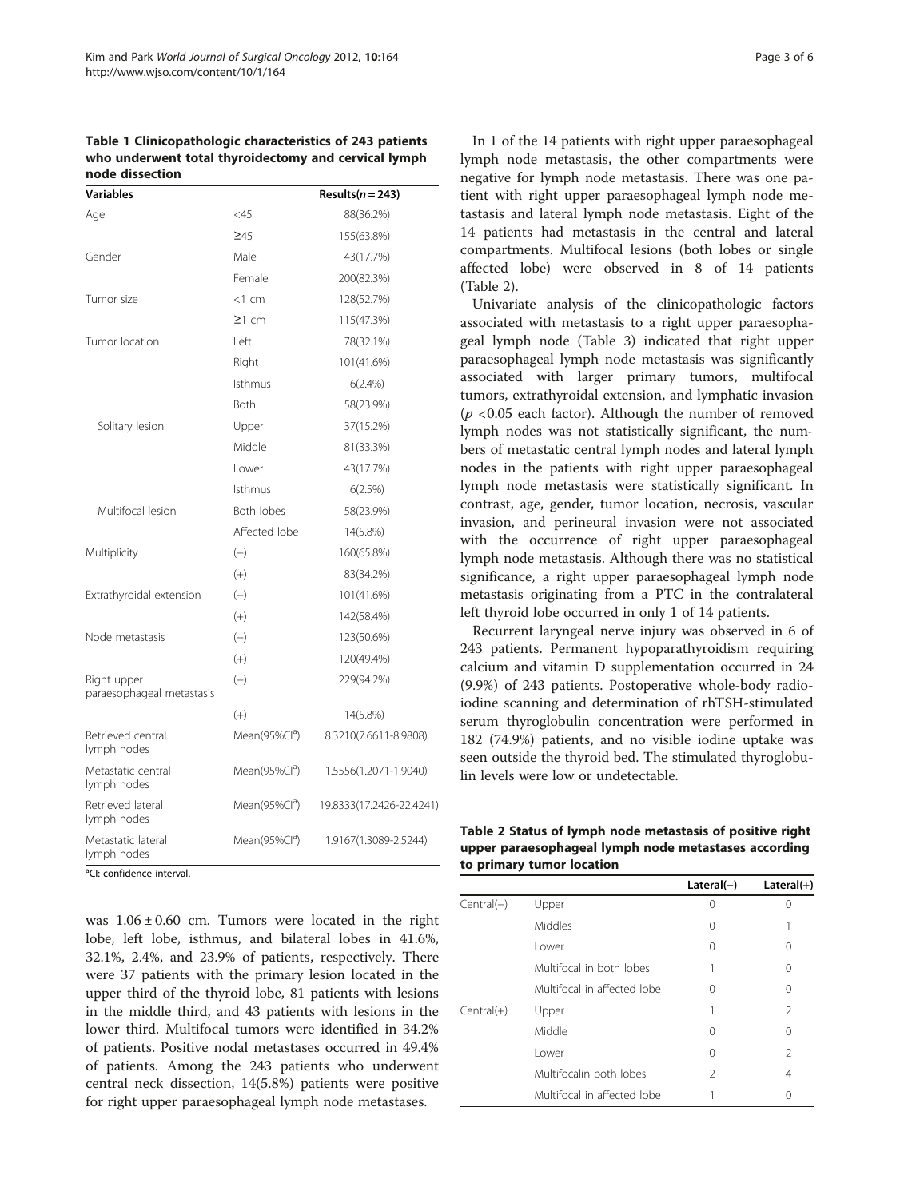**Table 1 Clinicopathologic characteristics of 243 patients who underwent total thyroidectomy and cervical lymph node dissection**

| Variables | | Results(n = 243) |
|---|---|---|
| Age | <45 | 88(36.2%) |
| | ≥45 | 155(63.8%) |
| Gender | Male | 43(17.7%) |
| | Female | 200(82.3%) |
| Tumor size | <1 cm | 128(52.7%) |
| | ≥1 cm | 115(47.3%) |
| Tumor location | Left | 78(32.1%) |
| | Right | 101(41.6%) |
| | Isthmus | 6(2.4%) |
| | Both | 58(23.9%) |
| Solitary lesion | Upper | 37(15.2%) |
| | Middle | 81(33.3%) |
| | Lower | 43(17.7%) |
| | Isthmus | 6(2.5%) |
| Multifocal lesion | Both lobes | 58(23.9%) |
| | Affected lobe | 14(5.8%) |
| Multiplicity | (−) | 160(65.8%) |
| | (+) | 83(34.2%) |
| Extrathyroidal extension | (−) | 101(41.6%) |
| | (+) | 142(58.4%) |
| Node metastasis | (−) | 123(50.6%) |
| | (+) | 120(49.4%) |
| Right upper paraesophageal metastasis | (−) | 229(94.2%) |
| | (+) | 14(5.8%) |
| Retrieved central lymph nodes | Mean(95%CI[a]) | 8.3210(7.6611-8.9808) |
| Metastatic central lymph nodes | Mean(95%CI[a]) | 1.5556(1.2071-1.9040) |
| Retrieved lateral lymph nodes | Mean(95%CI[a]) | 19.8333(17.2426-22.4241) |
| Metastatic lateral lymph nodes | Mean(95%CI[a]) | 1.9167(1.3089-2.5244) |

[a]CI: confidence interval.

was 1.06 ± 0.60 cm. Tumors were located in the right lobe, left lobe, isthmus, and bilateral lobes in 41.6%, 32.1%, 2.4%, and 23.9% of patients, respectively. There were 37 patients with the primary lesion located in the upper third of the thyroid lobe, 81 patients with lesions in the middle third, and 43 patients with lesions in the lower third. Multifocal tumors were identified in 34.2% of patients. Positive nodal metastases occurred in 49.4% of patients. Among the 243 patients who underwent central neck dissection, 14(5.8%) patients were positive for right upper paraesophageal lymph node metastases.

In 1 of the 14 patients with right upper paraesophageal lymph node metastasis, the other compartments were negative for lymph node metastasis. There was one patient with right upper paraesophageal lymph node metastasis and lateral lymph node metastasis. Eight of the 14 patients had metastasis in the central and lateral compartments. Multifocal lesions (both lobes or single affected lobe) were observed in 8 of 14 patients (Table 2).

Univariate analysis of the clinicopathologic factors associated with metastasis to a right upper paraesophageal lymph node (Table 3) indicated that right upper paraesophageal lymph node metastasis was significantly associated with larger primary tumors, multifocal tumors, extrathyroidal extension, and lymphatic invasion ($p$ <0.05 each factor). Although the number of removed lymph nodes was not statistically significant, the numbers of metastatic central lymph nodes and lateral lymph nodes in the patients with right upper paraesophageal lymph node metastasis were statistically significant. In contrast, age, gender, tumor location, necrosis, vascular invasion, and perineural invasion were not associated with the occurrence of right upper paraesophageal lymph node metastasis. Although there was no statistical significance, a right upper paraesophageal lymph node metastasis originating from a PTC in the contralateral left thyroid lobe occurred in only 1 of 14 patients.

Recurrent laryngeal nerve injury was observed in 6 of 243 patients. Permanent hypoparathyroidism requiring calcium and vitamin D supplementation occurred in 24 (9.9%) of 243 patients. Postoperative whole-body radioiodine scanning and determination of rhTSH-stimulated serum thyroglobulin concentration were performed in 182 (74.9%) patients, and no visible iodine uptake was seen outside the thyroid bed. The stimulated thyroglobulin levels were low or undetectable.

**Table 2 Status of lymph node metastasis of positive right upper paraesophageal lymph node metastases according to primary tumor location**

| | | Lateral(−) | Lateral(+) |
|---|---|---|---|
| Central(−) | Upper | 0 | 0 |
| | Middles | 0 | 1 |
| | Lower | 0 | 0 |
| | Multifocal in both lobes | 1 | 0 |
| | Multifocal in affected lobe | 0 | 0 |
| Central(+) | Upper | 1 | 2 |
| | Middle | 0 | 0 |
| | Lower | 0 | 2 |
| | Multifocalin both lobes | 2 | 4 |
| | Multifocal in affected lobe | 1 | 0 |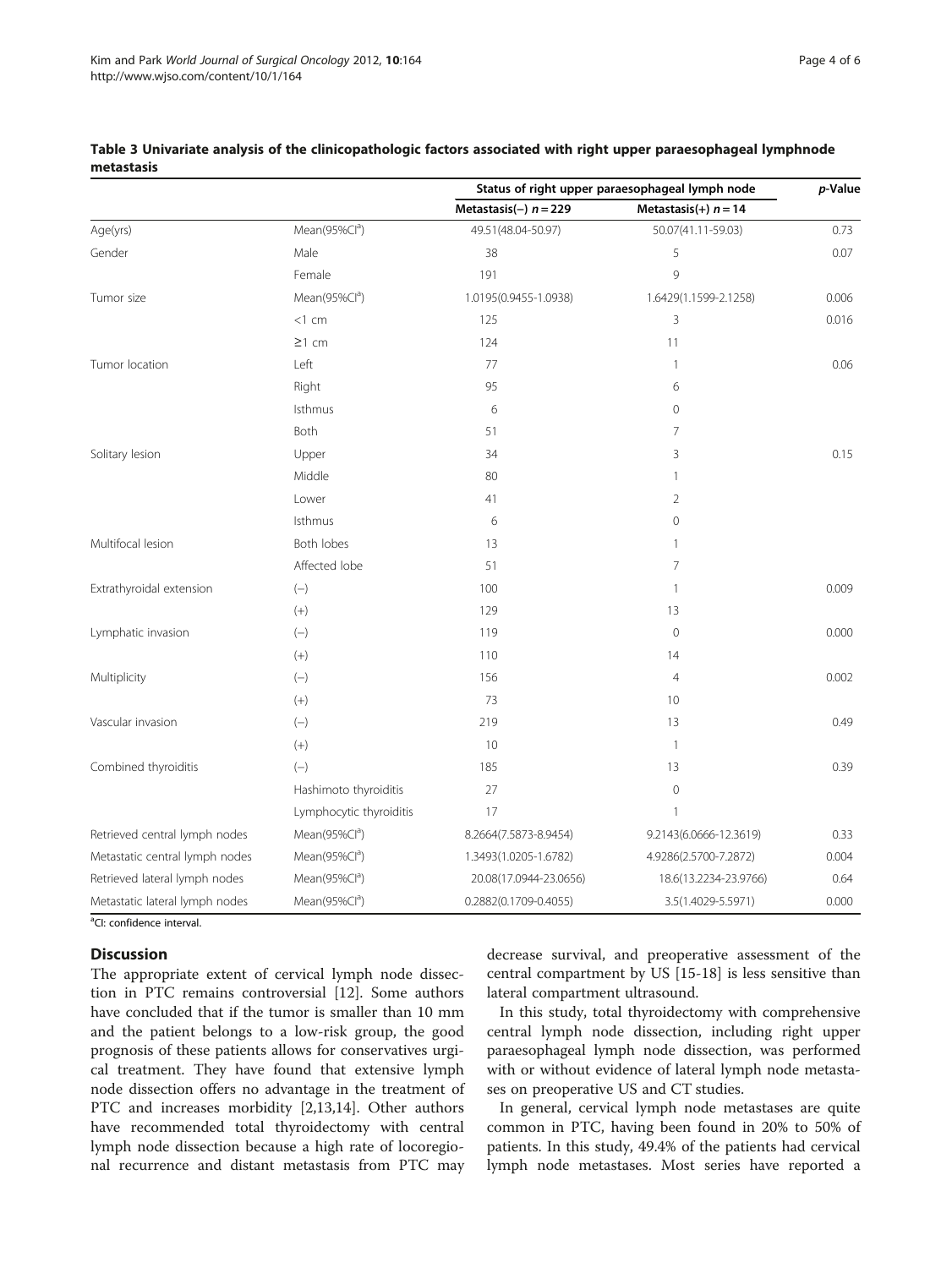**Table 3 Univariate analysis of the clinicopathologic factors associated with right upper paraesophageal lymphnode metastasis**

| | | Status of right upper paraesophageal lymph node | | *p*-Value |
|---|---|---|---|---|
| | | Metastasis(−) $n = 229$ | Metastasis(+) $n = 14$ | |
| Age(yrs) | Mean(95%CI[a]) | 49.51(48.04-50.97) | 50.07(41.11-59.03) | 0.73 |
| Gender | Male | 38 | 5 | 0.07 |
| | Female | 191 | 9 | |
| Tumor size | Mean(95%CI[a]) | 1.0195(0.9455-1.0938) | 1.6429(1.1599-2.1258) | 0.006 |
| | <1 cm | 125 | 3 | 0.016 |
| | ≥1 cm | 124 | 11 | |
| Tumor location | Left | 77 | 1 | 0.06 |
| | Right | 95 | 6 | |
| | Isthmus | 6 | 0 | |
| | Both | 51 | 7 | |
| Solitary lesion | Upper | 34 | 3 | 0.15 |
| | Middle | 80 | 1 | |
| | Lower | 41 | 2 | |
| | Isthmus | 6 | 0 | |
| Multifocal lesion | Both lobes | 13 | 1 | |
| | Affected lobe | 51 | 7 | |
| Extrathyroidal extension | (−) | 100 | 1 | 0.009 |
| | (+) | 129 | 13 | |
| Lymphatic invasion | (−) | 119 | 0 | 0.000 |
| | (+) | 110 | 14 | |
| Multiplicity | (−) | 156 | 4 | 0.002 |
| | (+) | 73 | 10 | |
| Vascular invasion | (−) | 219 | 13 | 0.49 |
| | (+) | 10 | 1 | |
| Combined thyroiditis | (−) | 185 | 13 | 0.39 |
| | Hashimoto thyroiditis | 27 | 0 | |
| | Lymphocytic thyroiditis | 17 | 1 | |
| Retrieved central lymph nodes | Mean(95%CI[a]) | 8.2664(7.5873-8.9454) | 9.2143(6.0666-12.3619) | 0.33 |
| Metastatic central lymph nodes | Mean(95%CI[a]) | 1.3493(1.0205-1.6782) | 4.9286(2.5700-7.2872) | 0.004 |
| Retrieved lateral lymph nodes | Mean(95%CI[a]) | 20.08(17.0944-23.0656) | 18.6(13.2234-23.9766) | 0.64 |
| Metastatic lateral lymph nodes | Mean(95%CI[a]) | 0.2882(0.1709-0.4055) | 3.5(1.4029-5.5971) | 0.000 |

[a]CI: confidence interval.

## Discussion

The appropriate extent of cervical lymph node dissection in PTC remains controversial [12]. Some authors have concluded that if the tumor is smaller than 10 mm and the patient belongs to a low-risk group, the good prognosis of these patients allows for conservatives urgical treatment. They have found that extensive lymph node dissection offers no advantage in the treatment of PTC and increases morbidity [2,13,14]. Other authors have recommended total thyroidectomy with central lymph node dissection because a high rate of locoregional recurrence and distant metastasis from PTC may decrease survival, and preoperative assessment of the central compartment by US [15-18] is less sensitive than lateral compartment ultrasound.

In this study, total thyroidectomy with comprehensive central lymph node dissection, including right upper paraesophageal lymph node dissection, was performed with or without evidence of lateral lymph node metastases on preoperative US and CT studies.

In general, cervical lymph node metastases are quite common in PTC, having been found in 20% to 50% of patients. In this study, 49.4% of the patients had cervical lymph node metastases. Most series have reported a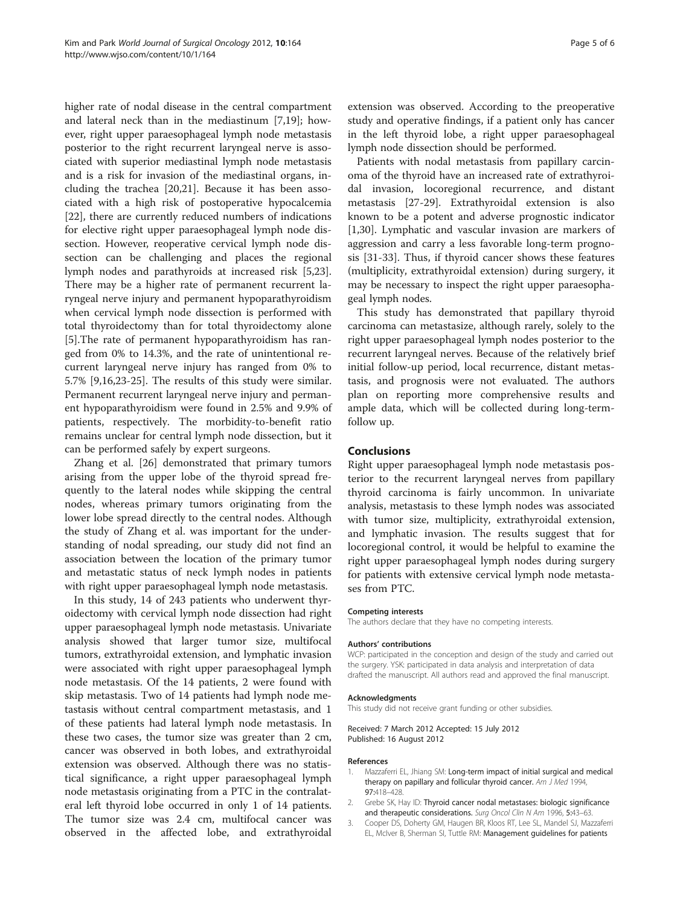higher rate of nodal disease in the central compartment and lateral neck than in the mediastinum [7,19]; however, right upper paraesophageal lymph node metastasis posterior to the right recurrent laryngeal nerve is associated with superior mediastinal lymph node metastasis and is a risk for invasion of the mediastinal organs, including the trachea [20,21]. Because it has been associated with a high risk of postoperative hypocalcemia [22], there are currently reduced numbers of indications for elective right upper paraesophageal lymph node dissection. However, reoperative cervical lymph node dissection can be challenging and places the regional lymph nodes and parathyroids at increased risk [5,23]. There may be a higher rate of permanent recurrent laryngeal nerve injury and permanent hypoparathyroidism when cervical lymph node dissection is performed with total thyroidectomy than for total thyroidectomy alone [5].The rate of permanent hypoparathyroidism has ranged from 0% to 14.3%, and the rate of unintentional recurrent laryngeal nerve injury has ranged from 0% to 5.7% [9,16,23-25]. The results of this study were similar. Permanent recurrent laryngeal nerve injury and permanent hypoparathyroidism were found in 2.5% and 9.9% of patients, respectively. The morbidity-to-benefit ratio remains unclear for central lymph node dissection, but it can be performed safely by expert surgeons.

Zhang et al. [26] demonstrated that primary tumors arising from the upper lobe of the thyroid spread frequently to the lateral nodes while skipping the central nodes, whereas primary tumors originating from the lower lobe spread directly to the central nodes. Although the study of Zhang et al. was important for the understanding of nodal spreading, our study did not find an association between the location of the primary tumor and metastatic status of neck lymph nodes in patients with right upper paraesophageal lymph node metastasis.

In this study, 14 of 243 patients who underwent thyroidectomy with cervical lymph node dissection had right upper paraesophageal lymph node metastasis. Univariate analysis showed that larger tumor size, multifocal tumors, extrathyroidal extension, and lymphatic invasion were associated with right upper paraesophageal lymph node metastasis. Of the 14 patients, 2 were found with skip metastasis. Two of 14 patients had lymph node metastasis without central compartment metastasis, and 1 of these patients had lateral lymph node metastasis. In these two cases, the tumor size was greater than 2 cm, cancer was observed in both lobes, and extrathyroidal extension was observed. Although there was no statistical significance, a right upper paraesophageal lymph node metastasis originating from a PTC in the contralateral left thyroid lobe occurred in only 1 of 14 patients. The tumor size was 2.4 cm, multifocal cancer was observed in the affected lobe, and extrathyroidal extension was observed. According to the preoperative study and operative findings, if a patient only has cancer in the left thyroid lobe, a right upper paraesophageal lymph node dissection should be performed.

Patients with nodal metastasis from papillary carcinoma of the thyroid have an increased rate of extrathyroidal invasion, locoregional recurrence, and distant metastasis [27-29]. Extrathyroidal extension is also known to be a potent and adverse prognostic indicator [1,30]. Lymphatic and vascular invasion are markers of aggression and carry a less favorable long-term prognosis [31-33]. Thus, if thyroid cancer shows these features (multiplicity, extrathyroidal extension) during surgery, it may be necessary to inspect the right upper paraesophageal lymph nodes.

This study has demonstrated that papillary thyroid carcinoma can metastasize, although rarely, solely to the right upper paraesophageal lymph nodes posterior to the recurrent laryngeal nerves. Because of the relatively brief initial follow-up period, local recurrence, distant metastasis, and prognosis were not evaluated. The authors plan on reporting more comprehensive results and ample data, which will be collected during long-term-follow up.

## Conclusions

Right upper paraesophageal lymph node metastasis posterior to the recurrent laryngeal nerves from papillary thyroid carcinoma is fairly uncommon. In univariate analysis, metastasis to these lymph nodes was associated with tumor size, multiplicity, extrathyroidal extension, and lymphatic invasion. The results suggest that for locoregional control, it would be helpful to examine the right upper paraesophageal lymph nodes during surgery for patients with extensive cervical lymph node metastases from PTC.

#### Competing interests

The authors declare that they have no competing interests.

#### Authors' contributions

WCP: participated in the conception and design of the study and carried out the surgery. YSK: participated in data analysis and interpretation of data drafted the manuscript. All authors read and approved the final manuscript.

#### Acknowledgments

This study did not receive grant funding or other subsidies.

Received: 7 March 2012 Accepted: 15 July 2012
Published: 16 August 2012

#### References

1. Mazzaferri EL, Jhiang SM: **Long-term impact of initial surgical and medical therapy on papillary and follicular thyroid cancer.** *Am J Med* 1994, 97:418–428.
2. Grebe SK, Hay ID: **Thyroid cancer nodal metastases: biologic significance and therapeutic considerations.** *Surg Oncol Clin N Am* 1996, 5:43–63.
3. Cooper DS, Doherty GM, Haugen BR, Kloos RT, Lee SL, Mandel SJ, Mazzaferri EL, McIver B, Sherman SI, Tuttle RM: **Management guidelines for patients**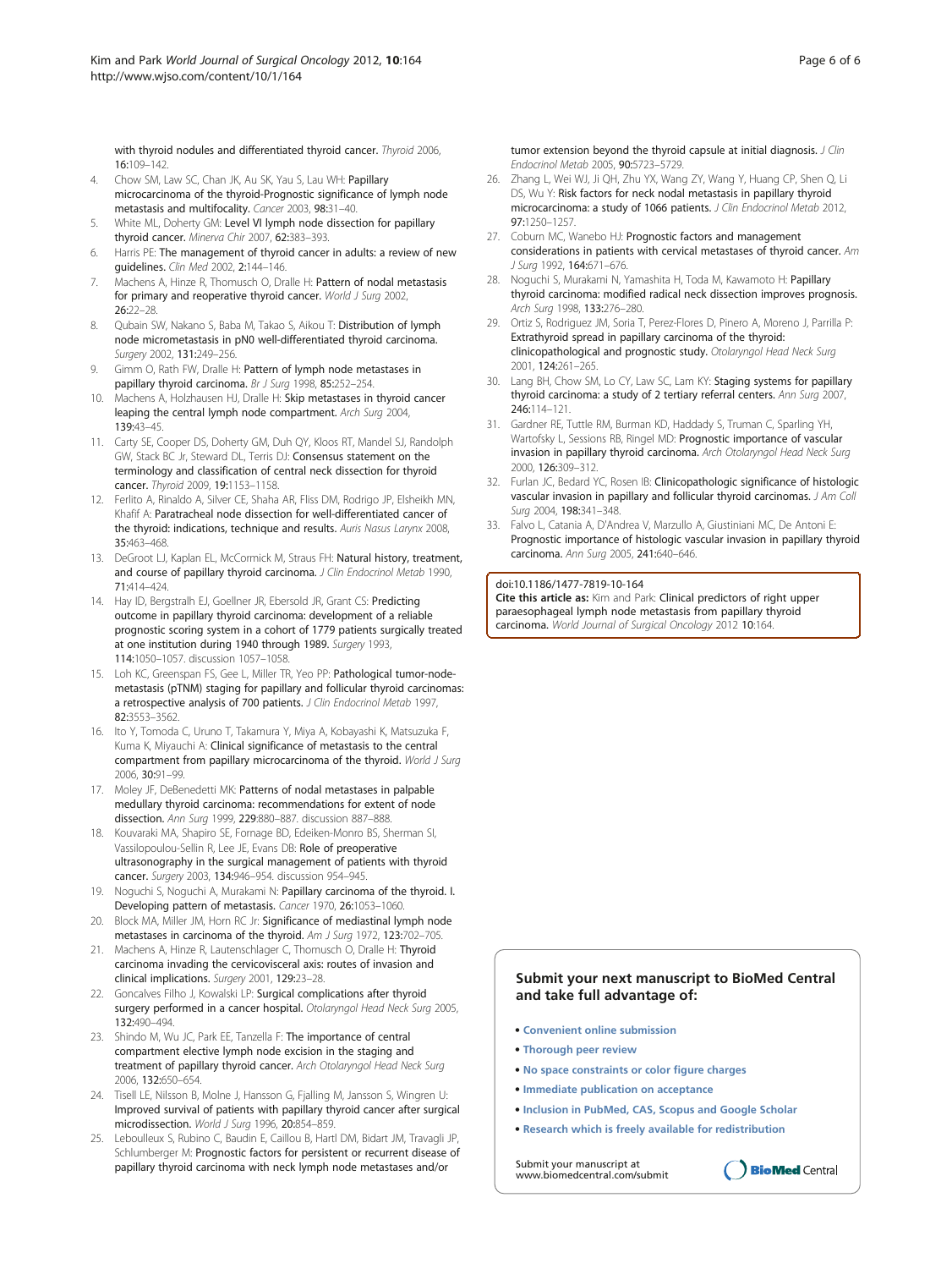with thyroid nodules and differentiated thyroid cancer. *Thyroid* 2006, **16**:109–142.

4. Chow SM, Law SC, Chan JK, Au SK, Yau S, Lau WH: **Papillary microcarcinoma of the thyroid-Prognostic significance of lymph node metastasis and multifocality.** *Cancer* 2003, **98**:31–40.
5. White ML, Doherty GM: **Level VI lymph node dissection for papillary thyroid cancer.** *Minerva Chir* 2007, **62**:383–393.
6. Harris PE: **The management of thyroid cancer in adults: a review of new guidelines.** *Clin Med* 2002, **2**:144–146.
7. Machens A, Hinze R, Thomusch O, Dralle H: **Pattern of nodal metastasis for primary and reoperative thyroid cancer.** *World J Surg* 2002, **26**:22–28.
8. Qubain SW, Nakano S, Baba M, Takao S, Aikou T: **Distribution of lymph node micrometastasis in pN0 well-differentiated thyroid carcinoma.** *Surgery* 2002, **131**:249–256.
9. Gimm O, Rath FW, Dralle H: **Pattern of lymph node metastases in papillary thyroid carcinoma.** *Br J Surg* 1998, **85**:252–254.
10. Machens A, Holzhausen HJ, Dralle H: **Skip metastases in thyroid cancer leaping the central lymph node compartment.** *Arch Surg* 2004, **139**:43–45.
11. Carty SE, Cooper DS, Doherty GM, Duh QY, Kloos RT, Mandel SJ, Randolph GW, Stack BC Jr, Steward DL, Terris DJ: **Consensus statement on the terminology and classification of central neck dissection for thyroid cancer.** *Thyroid* 2009, **19**:1153–1158.
12. Ferlito A, Rinaldo A, Silver CE, Shaha AR, Fliss DM, Rodrigo JP, Elsheikh MN, Khafif A: **Paratracheal node dissection for well-differentiated cancer of the thyroid: indications, technique and results.** *Auris Nasus Larynx* 2008, **35**:463–468.
13. DeGroot LJ, Kaplan EL, McCormick M, Straus FH: **Natural history, treatment, and course of papillary thyroid carcinoma.** *J Clin Endocrinol Metab* 1990, **71**:414–424.
14. Hay ID, Bergstralh EJ, Goellner JR, Ebersold JR, Grant CS: **Predicting outcome in papillary thyroid carcinoma: development of a reliable prognostic scoring system in a cohort of 1779 patients surgically treated at one institution during 1940 through 1989.** *Surgery* 1993, **114**:1050–1057. discussion 1057–1058.
15. Loh KC, Greenspan FS, Gee L, Miller TR, Yeo PP: **Pathological tumor-node-metastasis (pTNM) staging for papillary and follicular thyroid carcinomas: a retrospective analysis of 700 patients.** *J Clin Endocrinol Metab* 1997, **82**:3553–3562.
16. Ito Y, Tomoda C, Uruno T, Takamura Y, Miya A, Kobayashi K, Matsuzuka F, Kuma K, Miyauchi A: **Clinical significance of metastasis to the central compartment from papillary microcarcinoma of the thyroid.** *World J Surg* 2006, **30**:91–99.
17. Moley JF, DeBenedetti MK: **Patterns of nodal metastases in palpable medullary thyroid carcinoma: recommendations for extent of node dissection.** *Ann Surg* 1999, **229**:880–887. discussion 887–888.
18. Kouvaraki MA, Shapiro SE, Fornage BD, Edeiken-Monro BS, Sherman SI, Vassilopoulou-Sellin R, Lee JE, Evans DB: **Role of preoperative ultrasonography in the surgical management of patients with thyroid cancer.** *Surgery* 2003, **134**:946–954. discussion 954–945.
19. Noguchi S, Noguchi A, Murakami N: **Papillary carcinoma of the thyroid. I. Developing pattern of metastasis.** *Cancer* 1970, **26**:1053–1060.
20. Block MA, Miller JM, Horn RC Jr: **Significance of mediastinal lymph node metastases in carcinoma of the thyroid.** *Am J Surg* 1972, **123**:702–705.
21. Machens A, Hinze R, Lautenschlager C, Thomusch O, Dralle H: **Thyroid carcinoma invading the cervicovisceral axis: routes of invasion and clinical implications.** *Surgery* 2001, **129**:23–28.
22. Goncalves Filho J, Kowalski LP: **Surgical complications after thyroid surgery performed in a cancer hospital.** *Otolaryngol Head Neck Surg* 2005, **132**:490–494.
23. Shindo M, Wu JC, Park EE, Tanzella F: **The importance of central compartment elective lymph node excision in the staging and treatment of papillary thyroid cancer.** *Arch Otolaryngol Head Neck Surg* 2006, **132**:650–654.
24. Tisell LE, Nilsson B, Molne J, Hansson G, Fjalling M, Jansson S, Wingren U: **Improved survival of patients with papillary thyroid cancer after surgical microdissection.** *World J Surg* 1996, **20**:854–859.
25. Leboulleux S, Rubino C, Baudin E, Caillou B, Hartl DM, Bidart JM, Travagli JP, Schlumberger M: **Prognostic factors for persistent or recurrent disease of papillary thyroid carcinoma with neck lymph node metastases and/or tumor extension beyond the thyroid capsule at initial diagnosis.** *J Clin Endocrinol Metab* 2005, **90**:5723–5729.
26. Zhang L, Wei WJ, Ji QH, Zhu YX, Wang ZY, Wang Y, Huang CP, Shen Q, Li DS, Wu Y: **Risk factors for neck nodal metastasis in papillary thyroid microcarcinoma: a study of 1066 patients.** *J Clin Endocrinol Metab* 2012, **97**:1250–1257.
27. Coburn MC, Wanebo HJ: **Prognostic factors and management considerations in patients with cervical metastases of thyroid cancer.** *Am J Surg* 1992, **164**:671–676.
28. Noguchi S, Murakami N, Yamashita H, Toda M, Kawamoto H: **Papillary thyroid carcinoma: modified radical neck dissection improves prognosis.** *Arch Surg* 1998, **133**:276–280.
29. Ortiz S, Rodriguez JM, Soria T, Perez-Flores D, Pinero A, Moreno J, Parrilla P: **Extrathyroid spread in papillary carcinoma of the thyroid: clinicopathological and prognostic study.** *Otolaryngol Head Neck Surg* 2001, **124**:261–265.
30. Lang BH, Chow SM, Lo CY, Law SC, Lam KY: **Staging systems for papillary thyroid carcinoma: a study of 2 tertiary referral centers.** *Ann Surg* 2007, **246**:114–121.
31. Gardner RE, Tuttle RM, Burman KD, Haddady S, Truman C, Sparling YH, Wartofsky L, Sessions RB, Ringel MD: **Prognostic importance of vascular invasion in papillary thyroid carcinoma.** *Arch Otolaryngol Head Neck Surg* 2000, **126**:309–312.
32. Furlan JC, Bedard YC, Rosen IB: **Clinicopathologic significance of histologic vascular invasion in papillary and follicular thyroid carcinomas.** *J Am Coll Surg* 2004, **198**:341–348.
33. Falvo L, Catania A, D'Andrea V, Marzullo A, Giustiniani MC, De Antoni E: **Prognostic importance of histologic vascular invasion in papillary thyroid carcinoma.** *Ann Surg* 2005, **241**:640–646.

doi:10.1186/1477-7819-10-164
**Cite this article as:** Kim and Park: Clinical predictors of right upper paraesophageal lymph node metastasis from papillary thyroid carcinoma. *World Journal of Surgical Oncology* 2012 **10**:164.